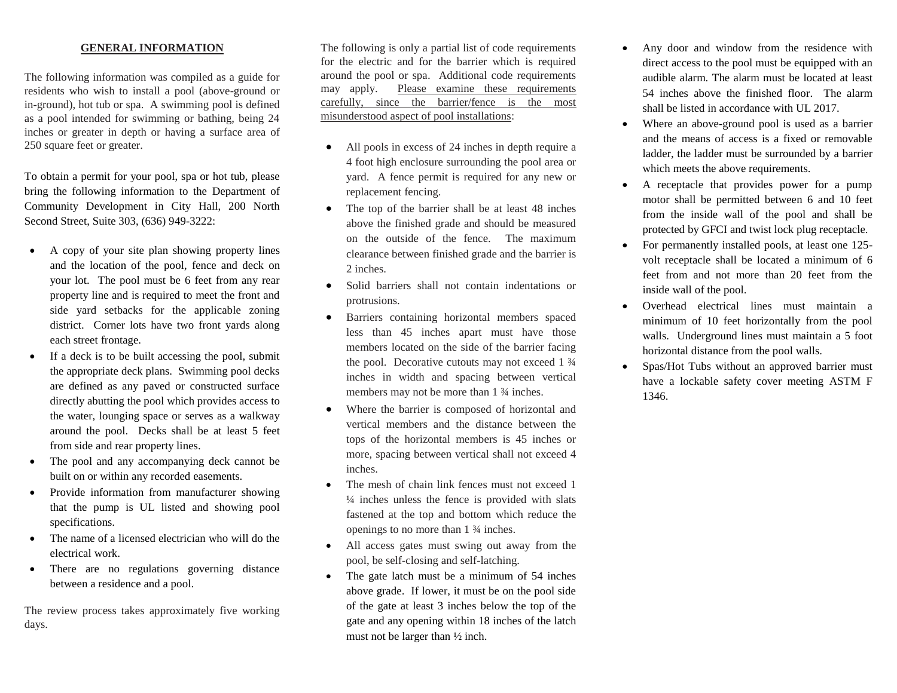## GENERAL INFORMATION

The following information was compiled as a guide for residents who wish to install a pool (above-ground or in-ground), hot tub or spa. A swimming pool is defined as a pool intended for swimming or bathing, being 24 inches or greater in depth or having a surface area of 250 square feet or greater.

To obtain a permit for your pool, spa or hot tub, please bring the following information to the Department of Community Development in City Hall, 200 North Second Street, Suite 303, (636) 949-3222:

- A copy of your site plan showing property lines and the location of the pool, fence and deck on your lot. The pool must be 6 feet from any rear property line and is required to meet the front and side yard setbacks for the applicable zoning district. Corner lots have two front yards along each street frontage.
- If a deck is to be built accessing the pool, submit the appropriate deck plans. Swimming pool decks are defined as any paved or constructed surface directly abutting the pool which provides access to the water, lounging space or serves as a walkway around the pool. Decks shall be at least 5 feet from side and rear property lines.
- The pool and any accompanying deck cannot be built on or within any recorded easements.
- Provide information from manufacturer showing that the pump is UL listed and showing pool specifications.
- The name of a licensed electrician who will do the electrical work.
- There are no regulations governing distance between a residence and a pool.

The review process takes approximately five working days.

The following is only a partial list of code requirements for the electric and for the barrier which is required around the pool or spa. Additional code requirements may apply. Please examine these requirements carefully, since the barrier/fence is the most misunderstood aspect of pool installations:

- All pools in excess of 24 inches in depth require a 4 foot high enclosure surrounding the pool area or yard. A fence permit is required for any new or replacement fencing.
- The top of the barrier shall be at least 48 inches above the finished grade and should be measured on the outside of the fence. The maximum clearance between finished grade and the barrier is 2 inches.
- Solid barriers shall not contain indentations or protrusions.
- Barriers containing horizontal members spaced less than 45 inches apart must have those members located on the side of the barrier facing the pool. Decorative cutouts may not exceed 1 ¾ inches in width and spacing between vertical members may not be more than 1 ¾ inches.
- Where the barrier is composed of horizontal and vertical members and the distance between the tops of the horizontal members is 45 inches or more, spacing between vertical shall not exceed 4 inches.
- The mesh of chain link fences must not exceed 1 ¼ inches unless the fence is provided with slats fastened at the top and bottom which reduce the openings to no more than 1 ¾ inches.
- All access gates must swing out away from the pool, be self-closing and self-latching.
- The gate latch must be a minimum of 54 inches above grade. If lower, it must be on the pool side of the gate at least 3 inches below the top of the gate and any opening within 18 inches of the latch must not be larger than ½ inch.
- Any door and window from the residence with direct access to the pool must be equipped with an audible alarm. The alarm must be located at least 54 inches above the finished floor. The alarm shall be listed in accordance with UL 2017.
- Where an above-ground pool is used as a barrier and the means of access is a fixed or removable ladder, the ladder must be surrounded by a barrier which meets the above requirements.
- A receptacle that provides power for a pump motor shall be permitted between 6 and 10 feet from the inside wall of the pool and shall be protected by GFCI and twist lock plug receptacle.
- For permanently installed pools, at least one 125-volt receptacle shall be located a minimum of 6 feet from and not more than 20 feet from the inside wall of the pool.
- Overhead electrical lines must maintain a minimum of 10 feet horizontally from the pool walls. Underground lines must maintain a 5 foot horizontal distance from the pool walls.
- Spas/Hot Tubs without an approved barrier must have a lockable safety cover meeting ASTM F 1346.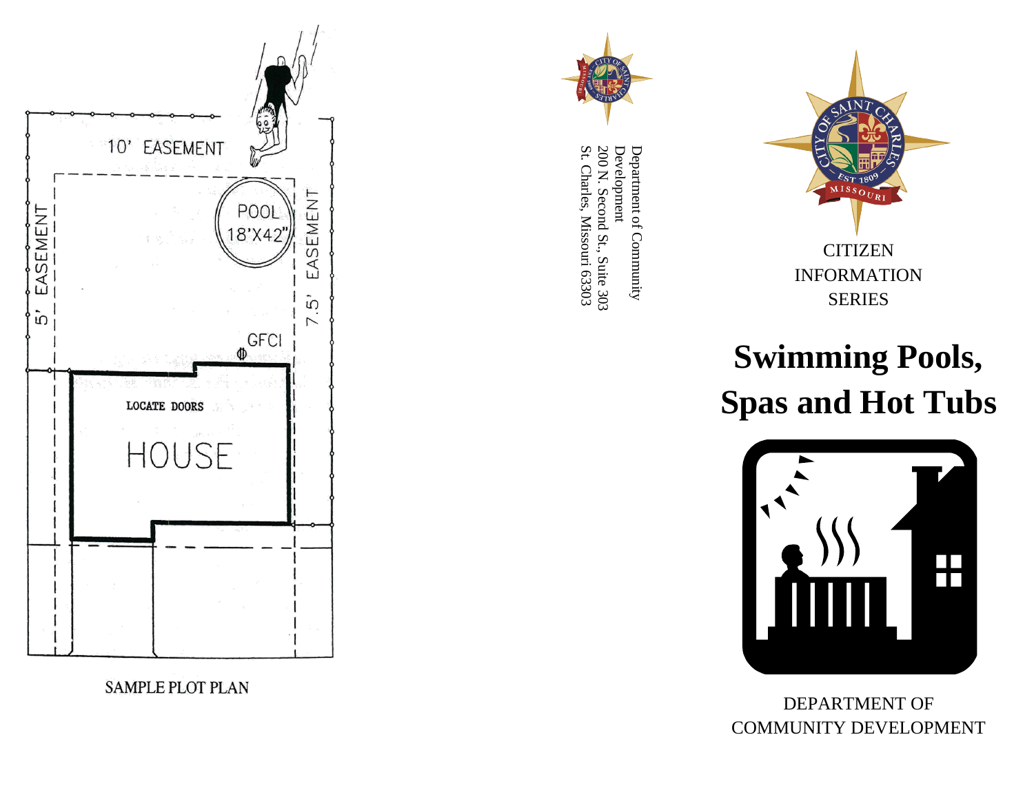10' EASEMENT

5' EASEMENT

7.5' EASEMENT

POOL 18'X42"

GFCI

LOCATE DOORS

HOUSE

SAMPLE PLOT PLAN

Department of Community Development
200 N. Second St., Suite 303
St. Charles, Missouri 63303

CITIZEN INFORMATION SERIES

# Swimming Pools, Spas and Hot Tubs

DEPARTMENT OF COMMUNITY DEVELOPMENT